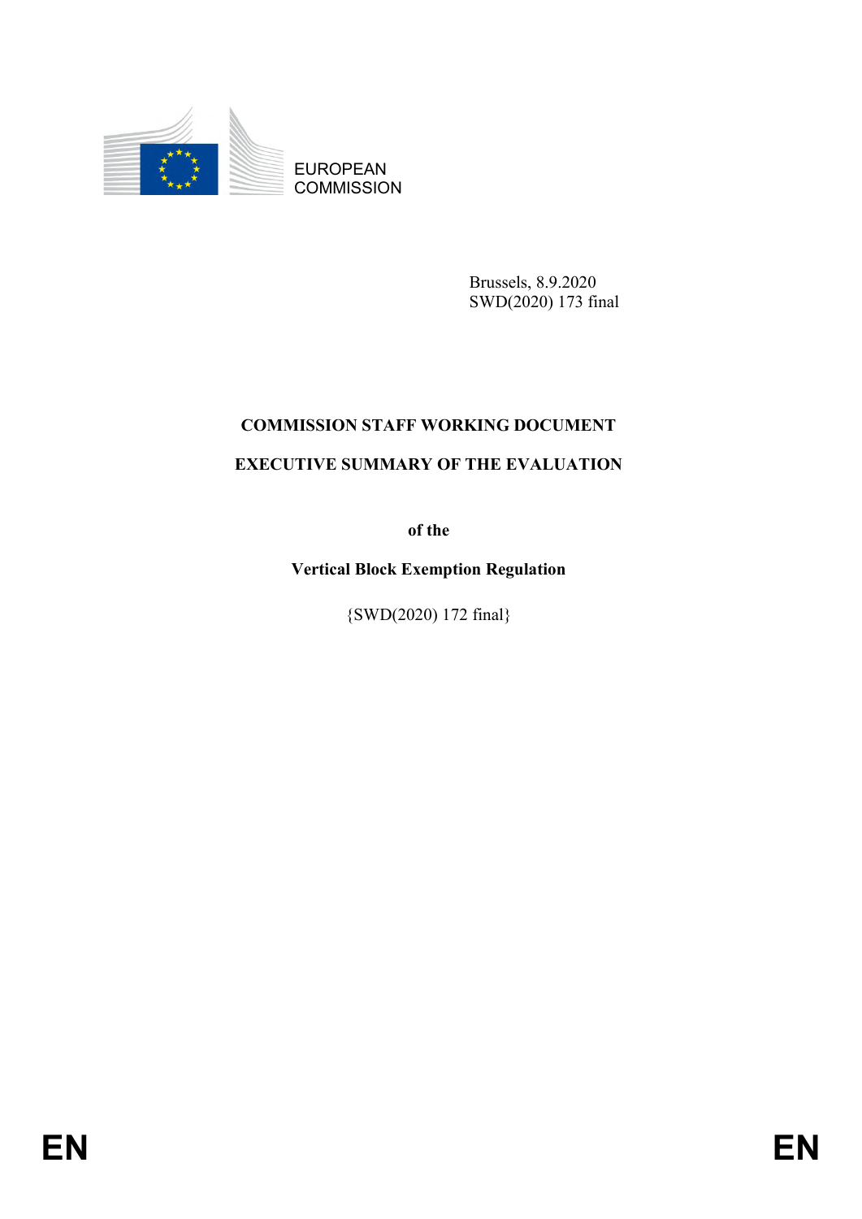EUROPEAN COMMISSION

Brussels, 8.9.2020
SWD(2020) 173 final

# COMMISSION STAFF WORKING DOCUMENT

# EXECUTIVE SUMMARY OF THE EVALUATION

**of the**

**Vertical Block Exemption Regulation**

{SWD(2020) 172 final}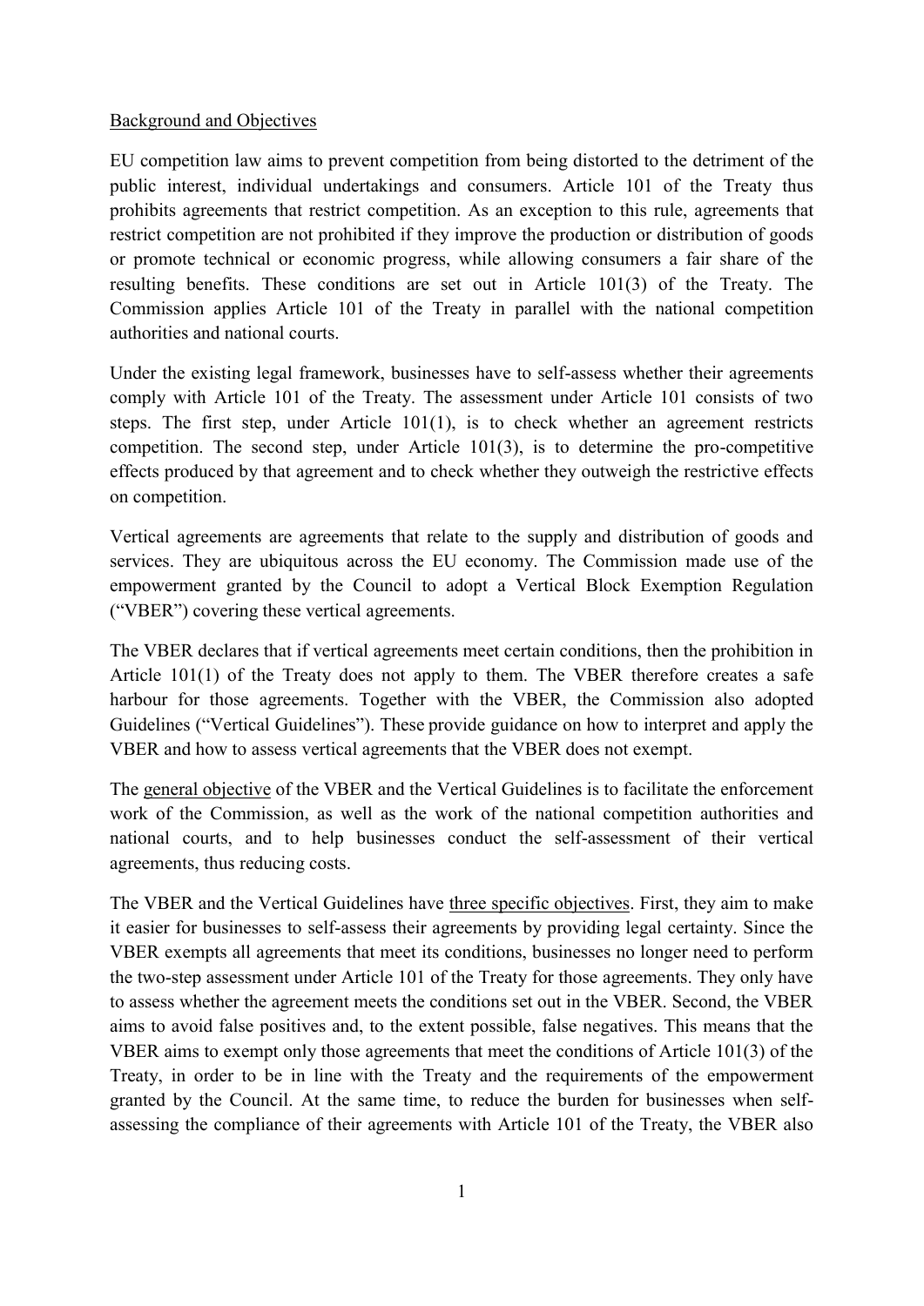Background and Objectives

EU competition law aims to prevent competition from being distorted to the detriment of the public interest, individual undertakings and consumers. Article 101 of the Treaty thus prohibits agreements that restrict competition. As an exception to this rule, agreements that restrict competition are not prohibited if they improve the production or distribution of goods or promote technical or economic progress, while allowing consumers a fair share of the resulting benefits. These conditions are set out in Article 101(3) of the Treaty. The Commission applies Article 101 of the Treaty in parallel with the national competition authorities and national courts.

Under the existing legal framework, businesses have to self-assess whether their agreements comply with Article 101 of the Treaty. The assessment under Article 101 consists of two steps. The first step, under Article 101(1), is to check whether an agreement restricts competition. The second step, under Article 101(3), is to determine the pro-competitive effects produced by that agreement and to check whether they outweigh the restrictive effects on competition.

Vertical agreements are agreements that relate to the supply and distribution of goods and services. They are ubiquitous across the EU economy. The Commission made use of the empowerment granted by the Council to adopt a Vertical Block Exemption Regulation ("VBER") covering these vertical agreements.

The VBER declares that if vertical agreements meet certain conditions, then the prohibition in Article 101(1) of the Treaty does not apply to them. The VBER therefore creates a safe harbour for those agreements. Together with the VBER, the Commission also adopted Guidelines ("Vertical Guidelines"). These provide guidance on how to interpret and apply the VBER and how to assess vertical agreements that the VBER does not exempt.

The general objective of the VBER and the Vertical Guidelines is to facilitate the enforcement work of the Commission, as well as the work of the national competition authorities and national courts, and to help businesses conduct the self-assessment of their vertical agreements, thus reducing costs.

The VBER and the Vertical Guidelines have three specific objectives. First, they aim to make it easier for businesses to self-assess their agreements by providing legal certainty. Since the VBER exempts all agreements that meet its conditions, businesses no longer need to perform the two-step assessment under Article 101 of the Treaty for those agreements. They only have to assess whether the agreement meets the conditions set out in the VBER. Second, the VBER aims to avoid false positives and, to the extent possible, false negatives. This means that the VBER aims to exempt only those agreements that meet the conditions of Article 101(3) of the Treaty, in order to be in line with the Treaty and the requirements of the empowerment granted by the Council. At the same time, to reduce the burden for businesses when self-assessing the compliance of their agreements with Article 101 of the Treaty, the VBER also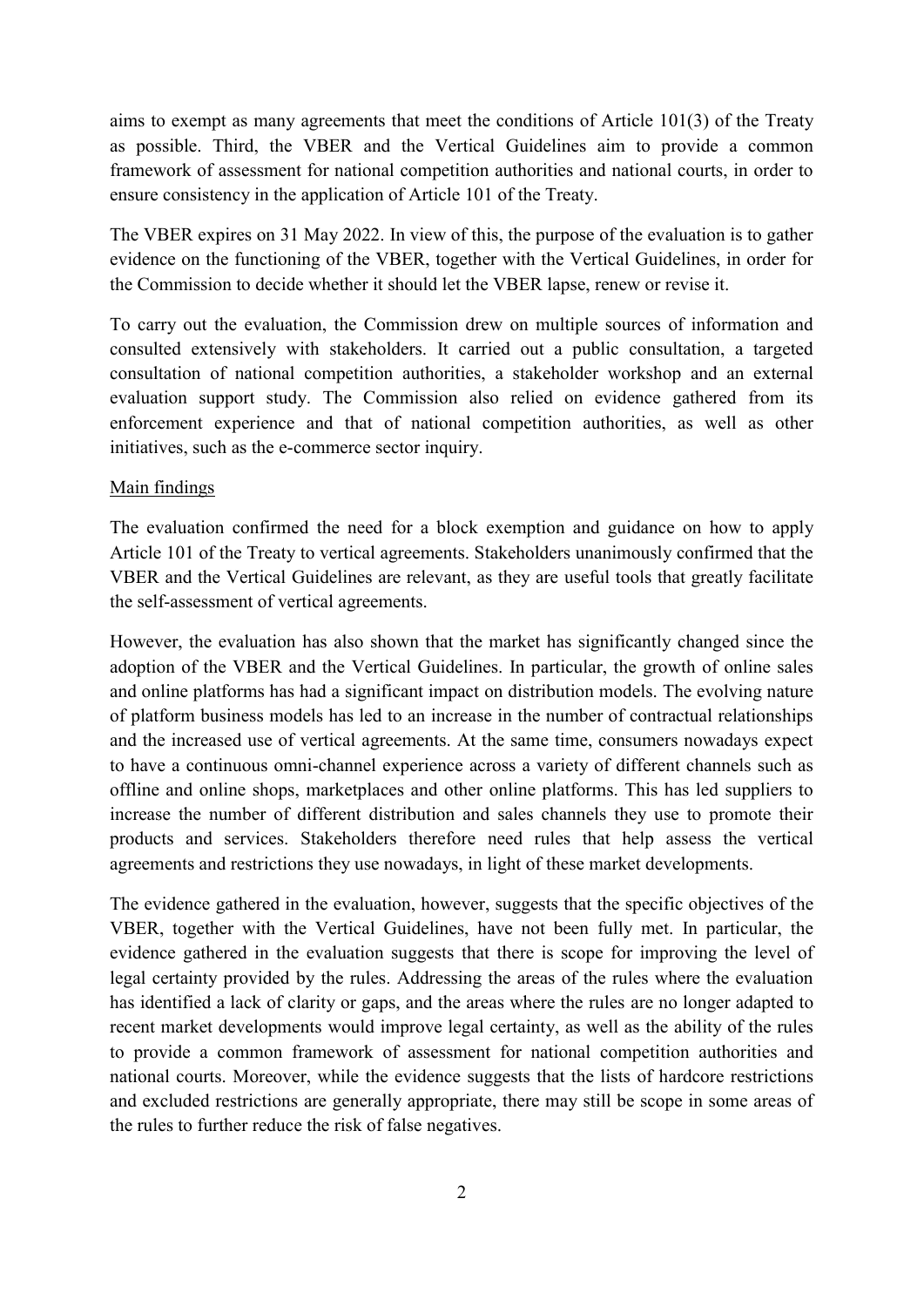aims to exempt as many agreements that meet the conditions of Article 101(3) of the Treaty as possible. Third, the VBER and the Vertical Guidelines aim to provide a common framework of assessment for national competition authorities and national courts, in order to ensure consistency in the application of Article 101 of the Treaty.

The VBER expires on 31 May 2022. In view of this, the purpose of the evaluation is to gather evidence on the functioning of the VBER, together with the Vertical Guidelines, in order for the Commission to decide whether it should let the VBER lapse, renew or revise it.

To carry out the evaluation, the Commission drew on multiple sources of information and consulted extensively with stakeholders. It carried out a public consultation, a targeted consultation of national competition authorities, a stakeholder workshop and an external evaluation support study. The Commission also relied on evidence gathered from its enforcement experience and that of national competition authorities, as well as other initiatives, such as the e-commerce sector inquiry.

<u>Main findings</u>

The evaluation confirmed the need for a block exemption and guidance on how to apply Article 101 of the Treaty to vertical agreements. Stakeholders unanimously confirmed that the VBER and the Vertical Guidelines are relevant, as they are useful tools that greatly facilitate the self-assessment of vertical agreements.

However, the evaluation has also shown that the market has significantly changed since the adoption of the VBER and the Vertical Guidelines. In particular, the growth of online sales and online platforms has had a significant impact on distribution models. The evolving nature of platform business models has led to an increase in the number of contractual relationships and the increased use of vertical agreements. At the same time, consumers nowadays expect to have a continuous omni-channel experience across a variety of different channels such as offline and online shops, marketplaces and other online platforms. This has led suppliers to increase the number of different distribution and sales channels they use to promote their products and services. Stakeholders therefore need rules that help assess the vertical agreements and restrictions they use nowadays, in light of these market developments.

The evidence gathered in the evaluation, however, suggests that the specific objectives of the VBER, together with the Vertical Guidelines, have not been fully met. In particular, the evidence gathered in the evaluation suggests that there is scope for improving the level of legal certainty provided by the rules. Addressing the areas of the rules where the evaluation has identified a lack of clarity or gaps, and the areas where the rules are no longer adapted to recent market developments would improve legal certainty, as well as the ability of the rules to provide a common framework of assessment for national competition authorities and national courts. Moreover, while the evidence suggests that the lists of hardcore restrictions and excluded restrictions are generally appropriate, there may still be scope in some areas of the rules to further reduce the risk of false negatives.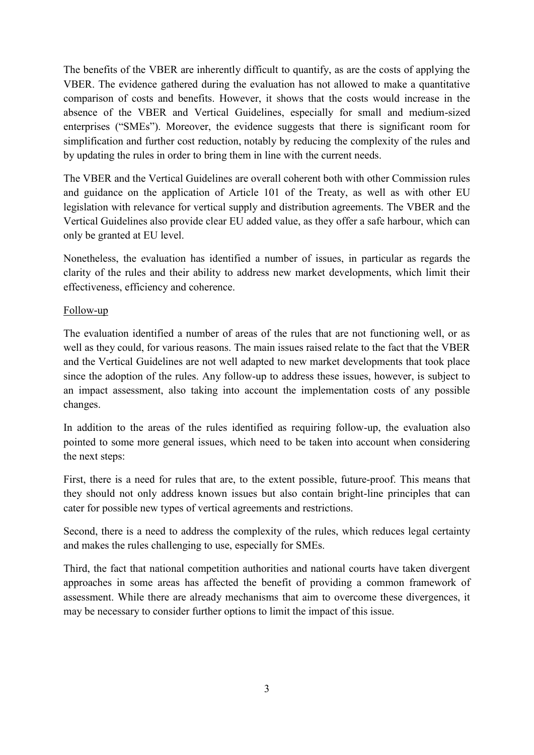The benefits of the VBER are inherently difficult to quantify, as are the costs of applying the VBER. The evidence gathered during the evaluation has not allowed to make a quantitative comparison of costs and benefits. However, it shows that the costs would increase in the absence of the VBER and Vertical Guidelines, especially for small and medium-sized enterprises ("SMEs"). Moreover, the evidence suggests that there is significant room for simplification and further cost reduction, notably by reducing the complexity of the rules and by updating the rules in order to bring them in line with the current needs.

The VBER and the Vertical Guidelines are overall coherent both with other Commission rules and guidance on the application of Article 101 of the Treaty, as well as with other EU legislation with relevance for vertical supply and distribution agreements. The VBER and the Vertical Guidelines also provide clear EU added value, as they offer a safe harbour, which can only be granted at EU level.

Nonetheless, the evaluation has identified a number of issues, in particular as regards the clarity of the rules and their ability to address new market developments, which limit their effectiveness, efficiency and coherence.

<u>Follow-up</u>

The evaluation identified a number of areas of the rules that are not functioning well, or as well as they could, for various reasons. The main issues raised relate to the fact that the VBER and the Vertical Guidelines are not well adapted to new market developments that took place since the adoption of the rules. Any follow-up to address these issues, however, is subject to an impact assessment, also taking into account the implementation costs of any possible changes.

In addition to the areas of the rules identified as requiring follow-up, the evaluation also pointed to some more general issues, which need to be taken into account when considering the next steps:

First, there is a need for rules that are, to the extent possible, future-proof. This means that they should not only address known issues but also contain bright-line principles that can cater for possible new types of vertical agreements and restrictions.

Second, there is a need to address the complexity of the rules, which reduces legal certainty and makes the rules challenging to use, especially for SMEs.

Third, the fact that national competition authorities and national courts have taken divergent approaches in some areas has affected the benefit of providing a common framework of assessment. While there are already mechanisms that aim to overcome these divergences, it may be necessary to consider further options to limit the impact of this issue.